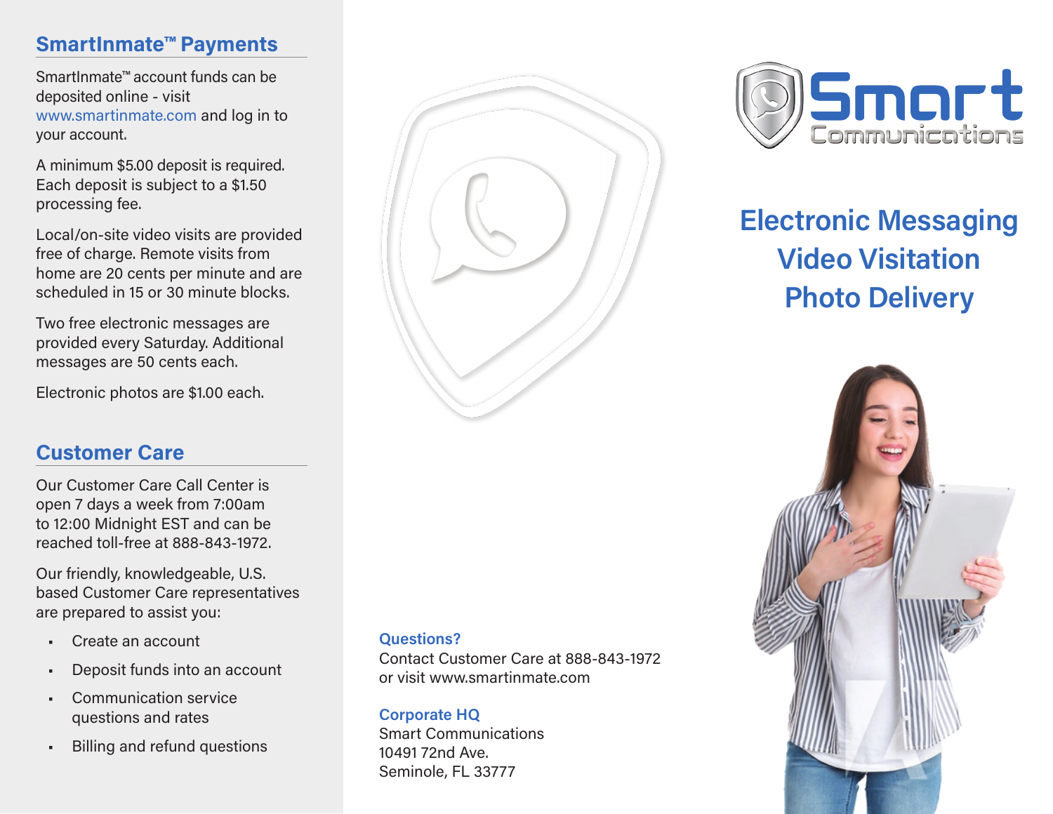## SmartInmate™ Payments

SmartInmate™ account funds can be deposited online - visit www.smartinmate.com and log in to your account.

A minimum $5.00 deposit is required. Each deposit is subject to a $1.50 processing fee.

Local/on-site video visits are provided free of charge. Remote visits from home are 20 cents per minute and are scheduled in 15 or 30 minute blocks.

Two free electronic messages are provided every Saturday. Additional messages are 50 cents each.

Electronic photos are $1.00 each.

## Customer Care

Our Customer Care Call Center is open 7 days a week from 7:00am to 12:00 Midnight EST and can be reached toll-free at 888-843-1972.

Our friendly, knowledgeable, U.S. based Customer Care representatives are prepared to assist you:

- Create an account
- Deposit funds into an account
- Communication service questions and rates
- Billing and refund questions

**Questions?**
Contact Customer Care at 888-843-1972 or visit www.smartinmate.com

**Corporate HQ**
Smart Communications
10491 72nd Ave.
Seminole, FL 33777

# Smart Communications

## Electronic Messaging
## Video Visitation
## Photo Delivery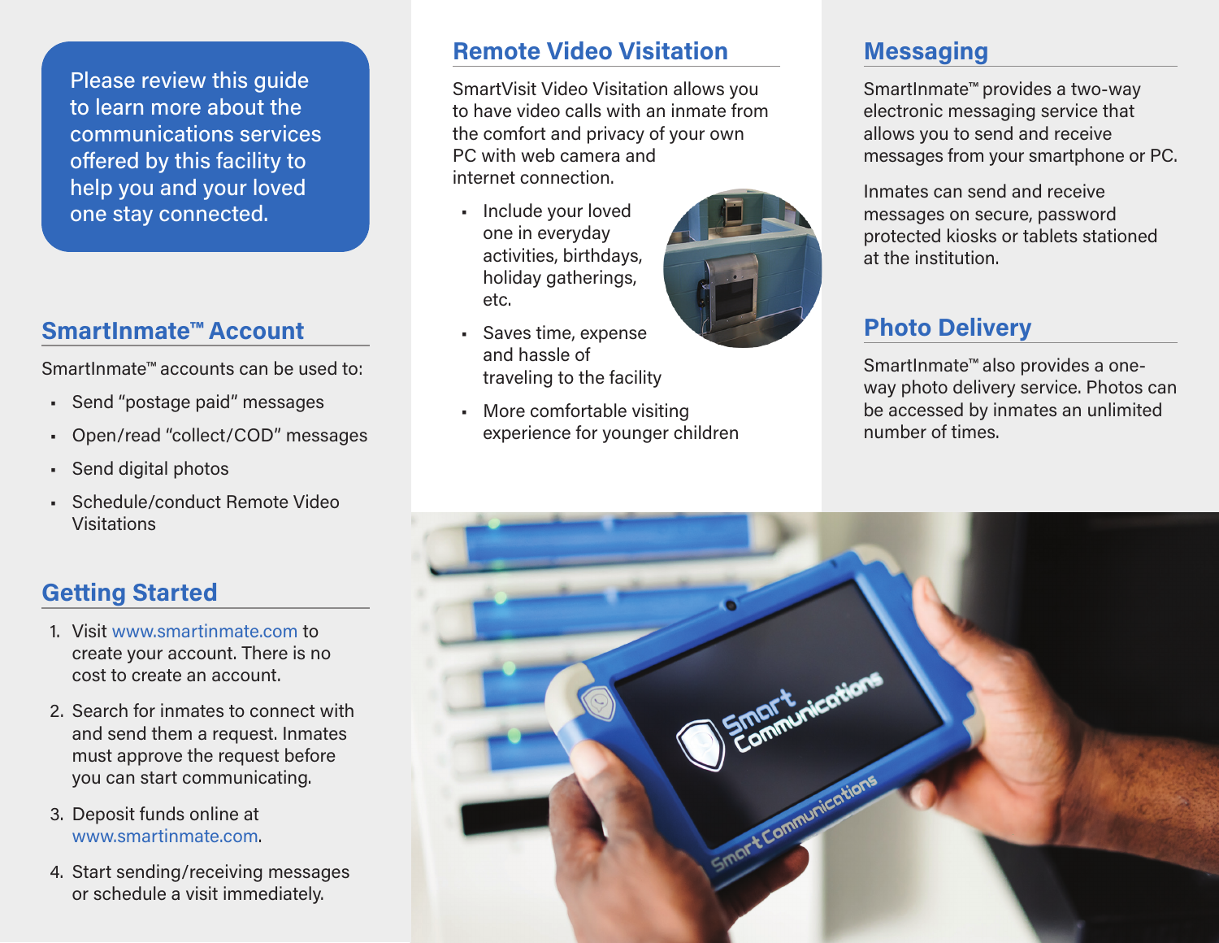Please review this guide to learn more about the communications services offered by this facility to help you and your loved one stay connected.

## SmartInmate™ Account

SmartInmate™ accounts can be used to:

- Send "postage paid" messages
- Open/read "collect/COD" messages
- Send digital photos
- Schedule/conduct Remote Video Visitations

## Getting Started

1. Visit www.smartinmate.com to create your account. There is no cost to create an account.
2. Search for inmates to connect with and send them a request. Inmates must approve the request before you can start communicating.
3. Deposit funds online at www.smartinmate.com.
4. Start sending/receiving messages or schedule a visit immediately.

## Remote Video Visitation

SmartVisit Video Visitation allows you to have video calls with an inmate from the comfort and privacy of your own PC with web camera and internet connection.

- Include your loved one in everyday activities, birthdays, holiday gatherings, etc.
- Saves time, expense and hassle of traveling to the facility
- More comfortable visiting experience for younger children

## Messaging

SmartInmate™ provides a two-way electronic messaging service that allows you to send and receive messages from your smartphone or PC.

Inmates can send and receive messages on secure, password protected kiosks or tablets stationed at the institution.

## Photo Delivery

SmartInmate™ also provides a one-way photo delivery service. Photos can be accessed by inmates an unlimited number of times.